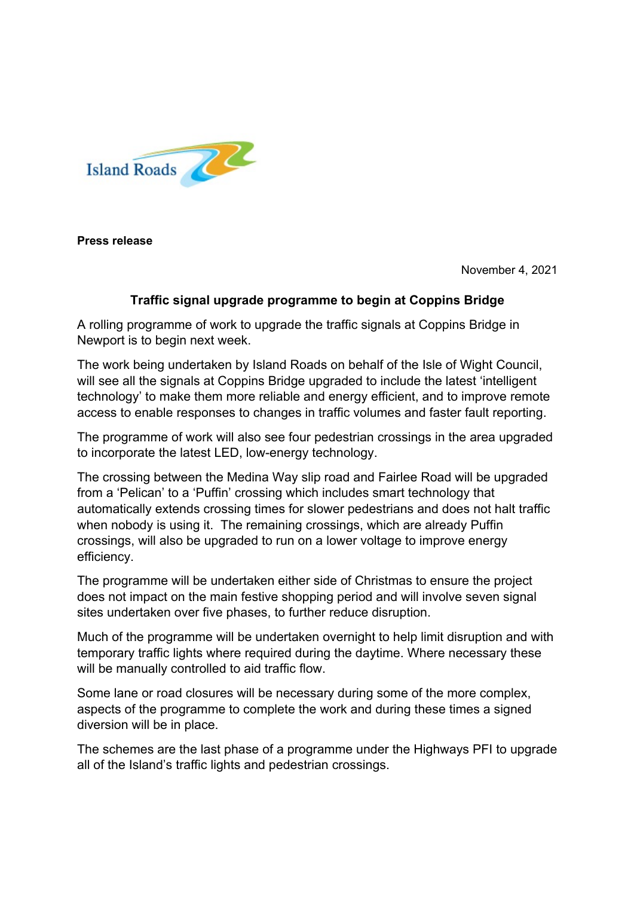Island Roads

**Press release**

November 4, 2021

**Traffic signal upgrade programme to begin at Coppins Bridge**

A rolling programme of work to upgrade the traffic signals at Coppins Bridge in Newport is to begin next week.

The work being undertaken by Island Roads on behalf of the Isle of Wight Council, will see all the signals at Coppins Bridge upgraded to include the latest 'intelligent technology' to make them more reliable and energy efficient, and to improve remote access to enable responses to changes in traffic volumes and faster fault reporting.

The programme of work will also see four pedestrian crossings in the area upgraded to incorporate the latest LED, low-energy technology.

The crossing between the Medina Way slip road and Fairlee Road will be upgraded from a 'Pelican' to a 'Puffin' crossing which includes smart technology that automatically extends crossing times for slower pedestrians and does not halt traffic when nobody is using it. The remaining crossings, which are already Puffin crossings, will also be upgraded to run on a lower voltage to improve energy efficiency.

The programme will be undertaken either side of Christmas to ensure the project does not impact on the main festive shopping period and will involve seven signal sites undertaken over five phases, to further reduce disruption.

Much of the programme will be undertaken overnight to help limit disruption and with temporary traffic lights where required during the daytime. Where necessary these will be manually controlled to aid traffic flow.

Some lane or road closures will be necessary during some of the more complex, aspects of the programme to complete the work and during these times a signed diversion will be in place.

The schemes are the last phase of a programme under the Highways PFI to upgrade all of the Island's traffic lights and pedestrian crossings.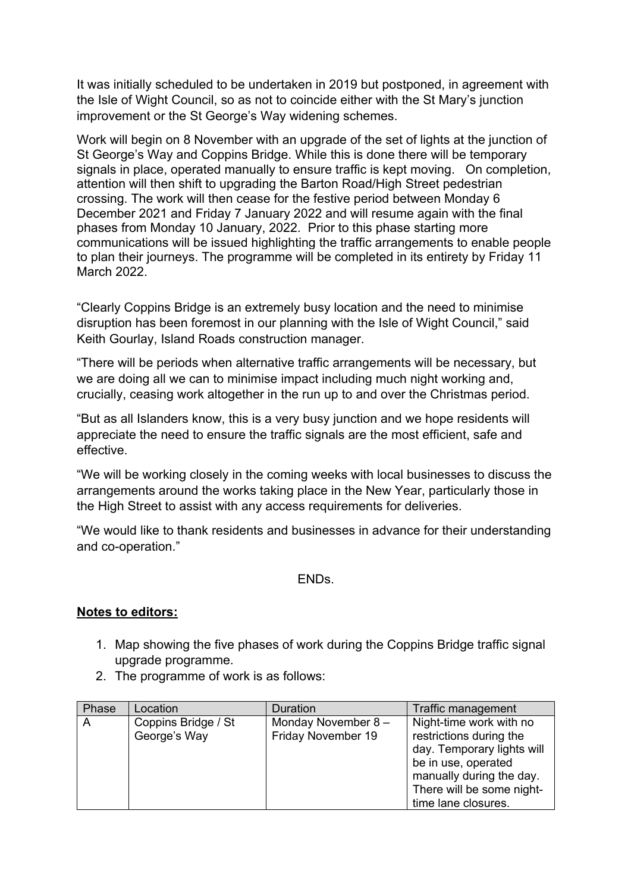It was initially scheduled to be undertaken in 2019 but postponed, in agreement with the Isle of Wight Council, so as not to coincide either with the St Mary's junction improvement or the St George's Way widening schemes.

Work will begin on 8 November with an upgrade of the set of lights at the junction of St George's Way and Coppins Bridge. While this is done there will be temporary signals in place, operated manually to ensure traffic is kept moving. On completion, attention will then shift to upgrading the Barton Road/High Street pedestrian crossing. The work will then cease for the festive period between Monday 6 December 2021 and Friday 7 January 2022 and will resume again with the final phases from Monday 10 January, 2022. Prior to this phase starting more communications will be issued highlighting the traffic arrangements to enable people to plan their journeys. The programme will be completed in its entirety by Friday 11 March 2022.

"Clearly Coppins Bridge is an extremely busy location and the need to minimise disruption has been foremost in our planning with the Isle of Wight Council," said Keith Gourlay, Island Roads construction manager.

"There will be periods when alternative traffic arrangements will be necessary, but we are doing all we can to minimise impact including much night working and, crucially, ceasing work altogether in the run up to and over the Christmas period.

"But as all Islanders know, this is a very busy junction and we hope residents will appreciate the need to ensure the traffic signals are the most efficient, safe and effective.

"We will be working closely in the coming weeks with local businesses to discuss the arrangements around the works taking place in the New Year, particularly those in the High Street to assist with any access requirements for deliveries.

"We would like to thank residents and businesses in advance for their understanding and co-operation."

ENDs.

**Notes to editors:**

1. Map showing the five phases of work during the Coppins Bridge traffic signal upgrade programme.
2. The programme of work is as follows:

| Phase | Location | Duration | Traffic management |
|---|---|---|---|
| A | Coppins Bridge / St George's Way | Monday November 8 – Friday November 19 | Night-time work with no restrictions during the day. Temporary lights will be in use, operated manually during the day. There will be some night-time lane closures. |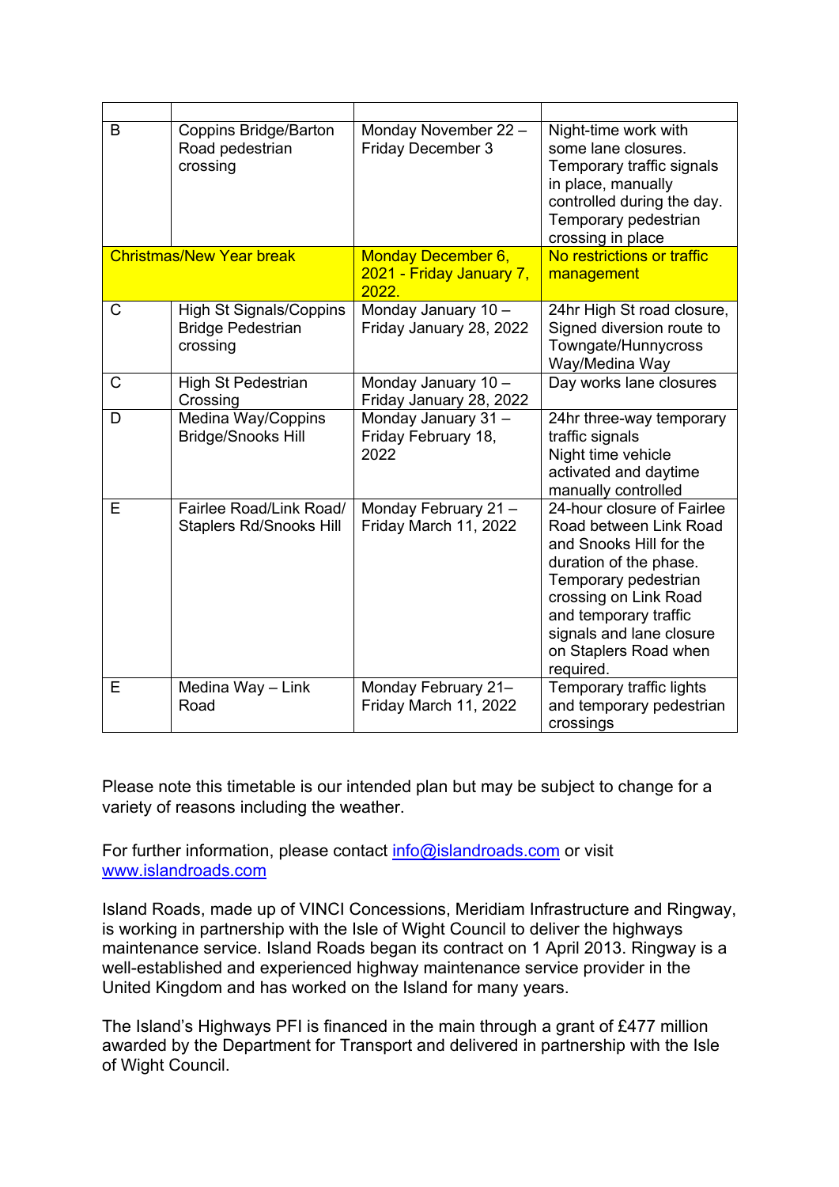| | | | |
|---|---|---|---|
| B | Coppins Bridge/Barton Road pedestrian crossing | Monday November 22 – Friday December 3 | Night-time work with some lane closures. Temporary traffic signals in place, manually controlled during the day. Temporary pedestrian crossing in place |
| Christmas/New Year break | | Monday December 6, 2021 - Friday January 7, 2022. | No restrictions or traffic management |
| C | High St Signals/Coppins Bridge Pedestrian crossing | Monday January 10 – Friday January 28, 2022 | 24hr High St road closure, Signed diversion route to Towngate/Hunnycross Way/Medina Way |
| C | High St Pedestrian Crossing | Monday January 10 – Friday January 28, 2022 | Day works lane closures |
| D | Medina Way/Coppins Bridge/Snooks Hill | Monday January 31 – Friday February 18, 2022 | 24hr three-way temporary traffic signals Night time vehicle activated and daytime manually controlled |
| E | Fairlee Road/Link Road/ Staplers Rd/Snooks Hill | Monday February 21 – Friday March 11, 2022 | 24-hour closure of Fairlee Road between Link Road and Snooks Hill for the duration of the phase. Temporary pedestrian crossing on Link Road and temporary traffic signals and lane closure on Staplers Road when required. |
| E | Medina Way – Link Road | Monday February 21– Friday March 11, 2022 | Temporary traffic lights and temporary pedestrian crossings |

Please note this timetable is our intended plan but may be subject to change for a variety of reasons including the weather.

For further information, please contact info@islandroads.com or visit www.islandroads.com

Island Roads, made up of VINCI Concessions, Meridiam Infrastructure and Ringway, is working in partnership with the Isle of Wight Council to deliver the highways maintenance service. Island Roads began its contract on 1 April 2013. Ringway is a well-established and experienced highway maintenance service provider in the United Kingdom and has worked on the Island for many years.

The Island's Highways PFI is financed in the main through a grant of £477 million awarded by the Department for Transport and delivered in partnership with the Isle of Wight Council.